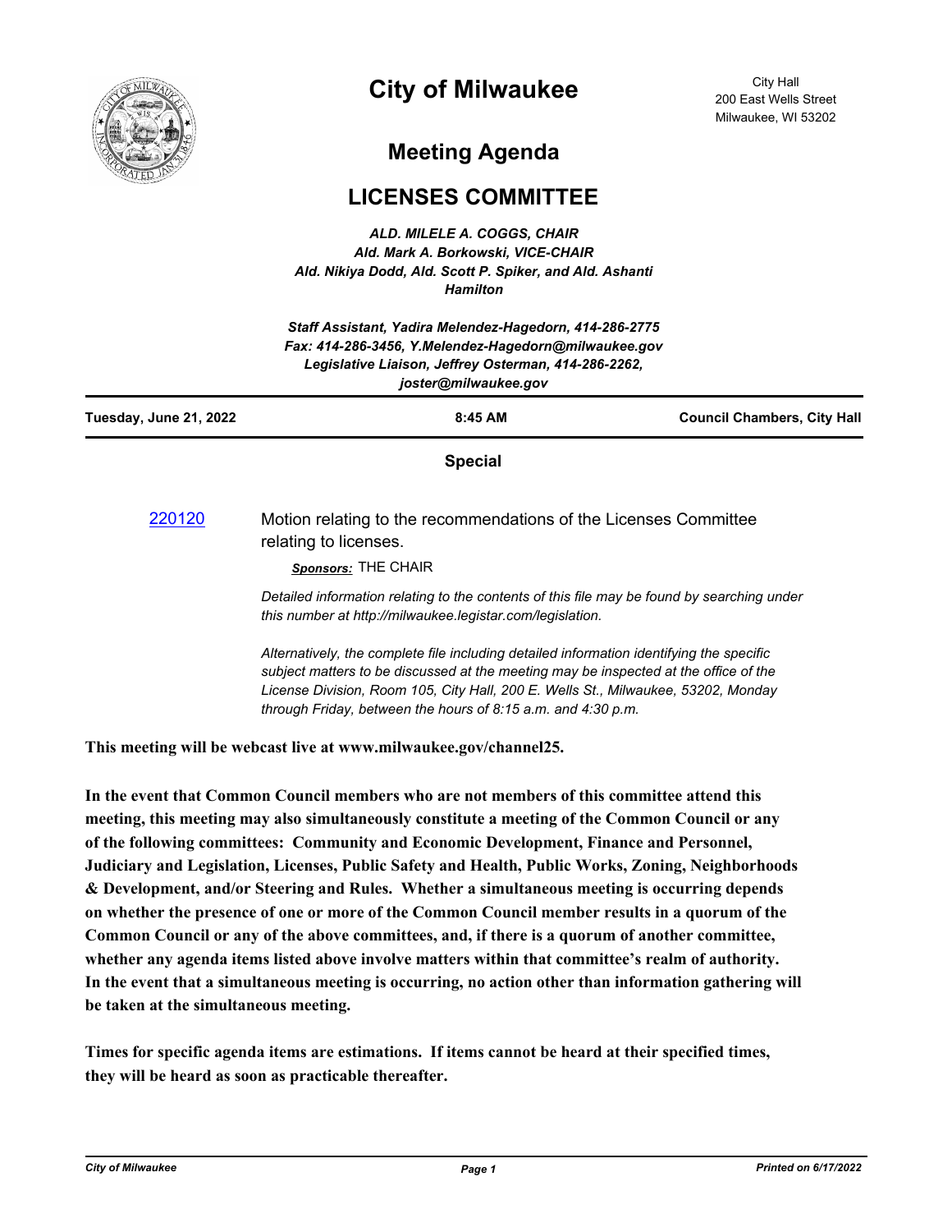# City of Milwaukee

City Hall
200 East Wells Street
Milwaukee, WI 53202

## Meeting Agenda

## LICENSES COMMITTEE

***ALD. MILELE A. COGGS, CHAIR***
***Ald. Mark A. Borkowski, VICE-CHAIR***
***Ald. Nikiya Dodd, Ald. Scott P. Spiker, and Ald. Ashanti Hamilton***

***Staff Assistant, Yadira Melendez-Hagedorn, 414-286-2775***
***Fax: 414-286-3456, Y.Melendez-Hagedorn@milwaukee.gov***
***Legislative Liaison, Jeffrey Osterman, 414-286-2262, joster@milwaukee.gov***

| Tuesday, June 21, 2022 | 8:45 AM | Council Chambers, City Hall |
|---|---|---|

**Special**

220120 Motion relating to the recommendations of the Licenses Committee relating to licenses.

***Sponsors:*** THE CHAIR

*Detailed information relating to the contents of this file may be found by searching under this number at http://milwaukee.legistar.com/legislation.*

*Alternatively, the complete file including detailed information identifying the specific subject matters to be discussed at the meeting may be inspected at the office of the License Division, Room 105, City Hall, 200 E. Wells St., Milwaukee, 53202, Monday through Friday, between the hours of 8:15 a.m. and 4:30 p.m.*

**This meeting will be webcast live at www.milwaukee.gov/channel25.**

**In the event that Common Council members who are not members of this committee attend this meeting, this meeting may also simultaneously constitute a meeting of the Common Council or any of the following committees: Community and Economic Development, Finance and Personnel, Judiciary and Legislation, Licenses, Public Safety and Health, Public Works, Zoning, Neighborhoods & Development, and/or Steering and Rules. Whether a simultaneous meeting is occurring depends on whether the presence of one or more of the Common Council member results in a quorum of the Common Council or any of the above committees, and, if there is a quorum of another committee, whether any agenda items listed above involve matters within that committee's realm of authority. In the event that a simultaneous meeting is occurring, no action other than information gathering will be taken at the simultaneous meeting.**

**Times for specific agenda items are estimations. If items cannot be heard at their specified times, they will be heard as soon as practicable thereafter.**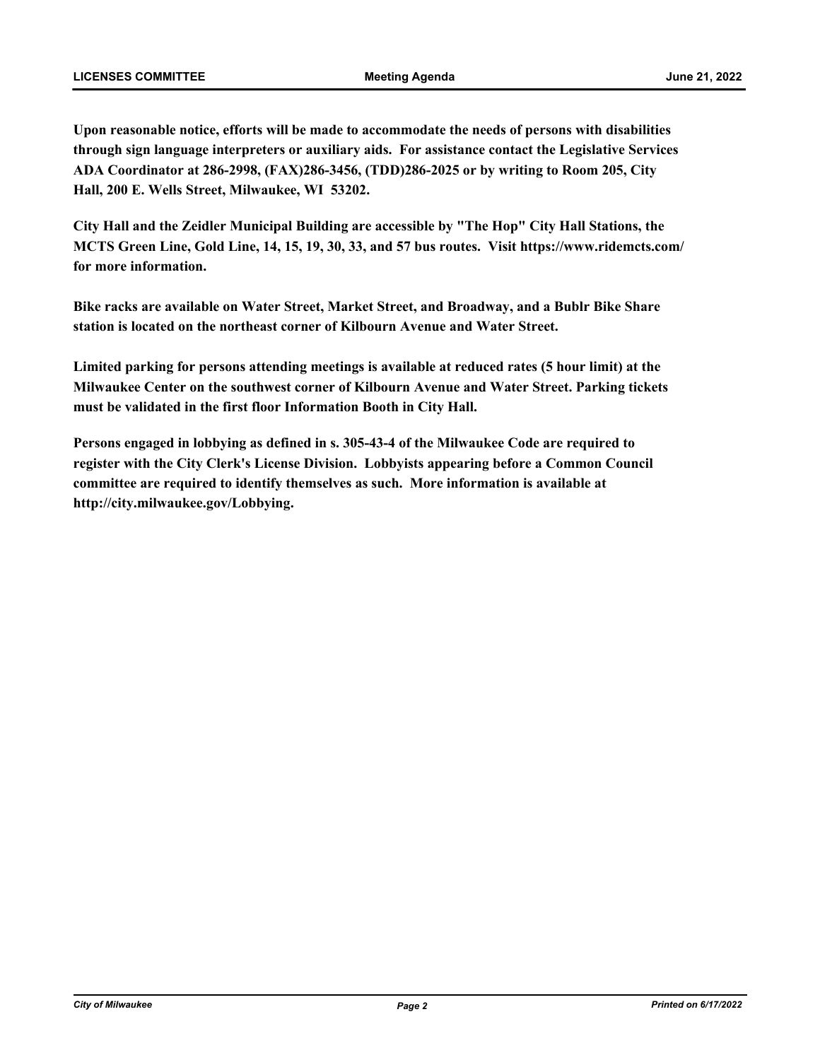**Upon reasonable notice, efforts will be made to accommodate the needs of persons with disabilities through sign language interpreters or auxiliary aids. For assistance contact the Legislative Services ADA Coordinator at 286-2998, (FAX)286-3456, (TDD)286-2025 or by writing to Room 205, City Hall, 200 E. Wells Street, Milwaukee, WI 53202.**

**City Hall and the Zeidler Municipal Building are accessible by "The Hop" City Hall Stations, the MCTS Green Line, Gold Line, 14, 15, 19, 30, 33, and 57 bus routes. Visit https://www.ridemcts.com/ for more information.**

**Bike racks are available on Water Street, Market Street, and Broadway, and a Bublr Bike Share station is located on the northeast corner of Kilbourn Avenue and Water Street.**

**Limited parking for persons attending meetings is available at reduced rates (5 hour limit) at the Milwaukee Center on the southwest corner of Kilbourn Avenue and Water Street. Parking tickets must be validated in the first floor Information Booth in City Hall.**

**Persons engaged in lobbying as defined in s. 305-43-4 of the Milwaukee Code are required to register with the City Clerk's License Division. Lobbyists appearing before a Common Council committee are required to identify themselves as such. More information is available at http://city.milwaukee.gov/Lobbying.**